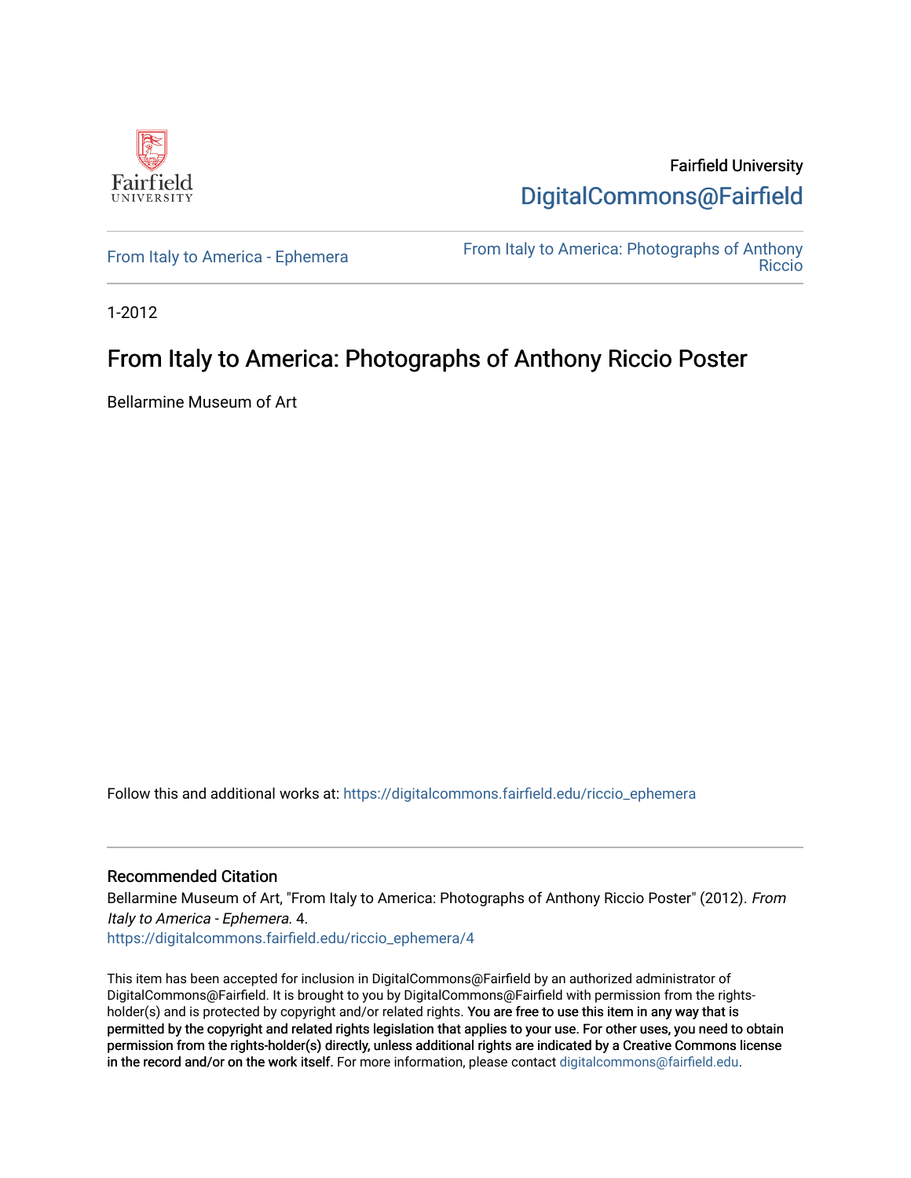Fairfield University

DigitalCommons@Fairfield

From Italy to America - Ephemera

From Italy to America: Photographs of Anthony Riccio

1-2012

# From Italy to America: Photographs of Anthony Riccio Poster

Bellarmine Museum of Art

Follow this and additional works at: https://digitalcommons.fairfield.edu/riccio_ephemera

## Recommended Citation

Bellarmine Museum of Art, "From Italy to America: Photographs of Anthony Riccio Poster" (2012). *From Italy to America - Ephemera*. 4.
https://digitalcommons.fairfield.edu/riccio_ephemera/4

This item has been accepted for inclusion in DigitalCommons@Fairfield by an authorized administrator of DigitalCommons@Fairfield. It is brought to you by DigitalCommons@Fairfield with permission from the rights-holder(s) and is protected by copyright and/or related rights. **You are free to use this item in any way that is permitted by the copyright and related rights legislation that applies to your use. For other uses, you need to obtain permission from the rights-holder(s) directly, unless additional rights are indicated by a Creative Commons license in the record and/or on the work itself.** For more information, please contact digitalcommons@fairfield.edu.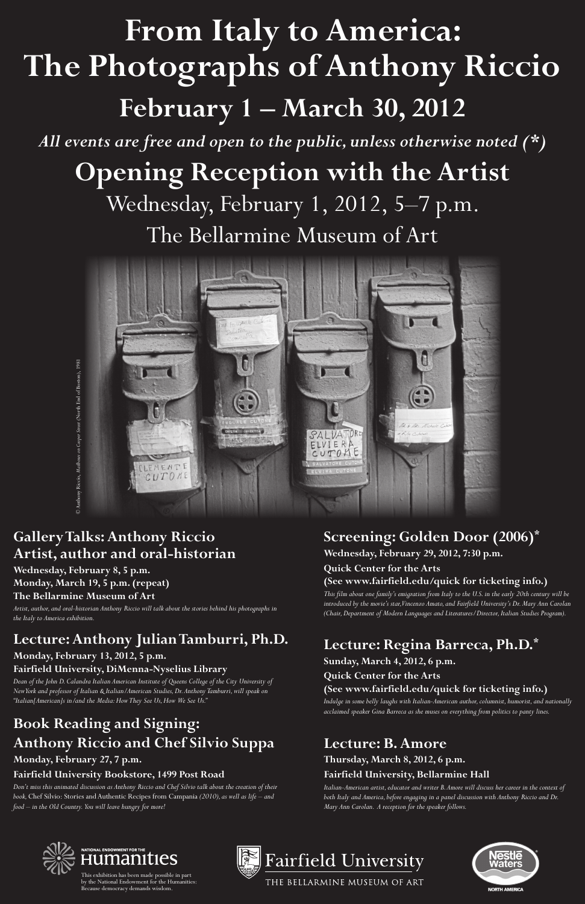# From Italy to America: The Photographs of Anthony Riccio

## February 1 – March 30, 2012

*All events are free and open to the public, unless otherwise noted (*)*

## Opening Reception with the Artist

Wednesday, February 1, 2012, 5–7 p.m.

The Bellarmine Museum of Art

© Anthony Riccio, *Mailboxes on Cooper Street* (North End of Boston), 1981

### Gallery Talks: Anthony Riccio Artist, author and oral-historian

**Wednesday, February 8, 5 p.m.**
**Monday, March 19, 5 p.m. (repeat)**
**The Bellarmine Museum of Art**

*Artist, author, and oral-historian Anthony Riccio will talk about the stories behind his photographs in the Italy to America exhibition.*

### Lecture: Anthony Julian Tamburri, Ph.D.

**Monday, February 13, 2012, 5 p.m.**
**Fairfield University, DiMenna-Nyselius Library**

*Dean of the John D. Calandra Italian American Institute of Queens College of the City University of New York and professor of Italian & Italian/American Studies, Dr. Anthony Tamburri, will speak on "Italian[American]s in/and the Media: How They See Us, How We See Us."*

### Book Reading and Signing: Anthony Riccio and Chef Silvio Suppa

**Monday, February 27, 7 p.m.**
**Fairfield University Bookstore, 1499 Post Road**

*Don't miss this animated discussion as Anthony Riccio and Chef Silvio talk about the creation of their book,* Chef Silvio: Stories and Authentic Recipes from Campania (2010)*, as well as life – and food – in the Old Country. You will leave hungry for more!*

### Screening: Golden Door (2006)*

**Wednesday, February 29, 2012, 7:30 p.m.**
**Quick Center for the Arts**
**(See www.fairfield.edu/quick for ticketing info.)**

*This film about one family's emigration from Italy to the U.S. in the early 20th century will be introduced by the movie's star, Vincenzo Amato, and Fairfield University's Dr. Mary Ann Carolan (Chair, Department of Modern Languages and Literatures/Director, Italian Studies Program).*

### Lecture: Regina Barreca, Ph.D.*

**Sunday, March 4, 2012, 6 p.m.**
**Quick Center for the Arts**
**(See www.fairfield.edu/quick for ticketing info.)**

*Indulge in some belly laughs with Italian-American author, columnist, humorist, and nationally acclaimed speaker Gina Barreca as she muses on everything from politics to panty lines.*

### Lecture: B. Amore

**Thursday, March 8, 2012, 6 p.m.**
**Fairfield University, Bellarmine Hall**

*Italian-American artist, educator and writer B. Amore will discuss her career in the context of both Italy and America, before engaging in a panel discussion with Anthony Riccio and Dr. Mary Ann Carolan. A reception for the speaker follows.*

National Endowment for the Humanities

This exhibition has been made possible in part by the National Endowment for the Humanities: Because democracy demands wisdom.

Fairfield University
THE BELLARMINE MUSEUM OF ART

Nestlé Waters North America